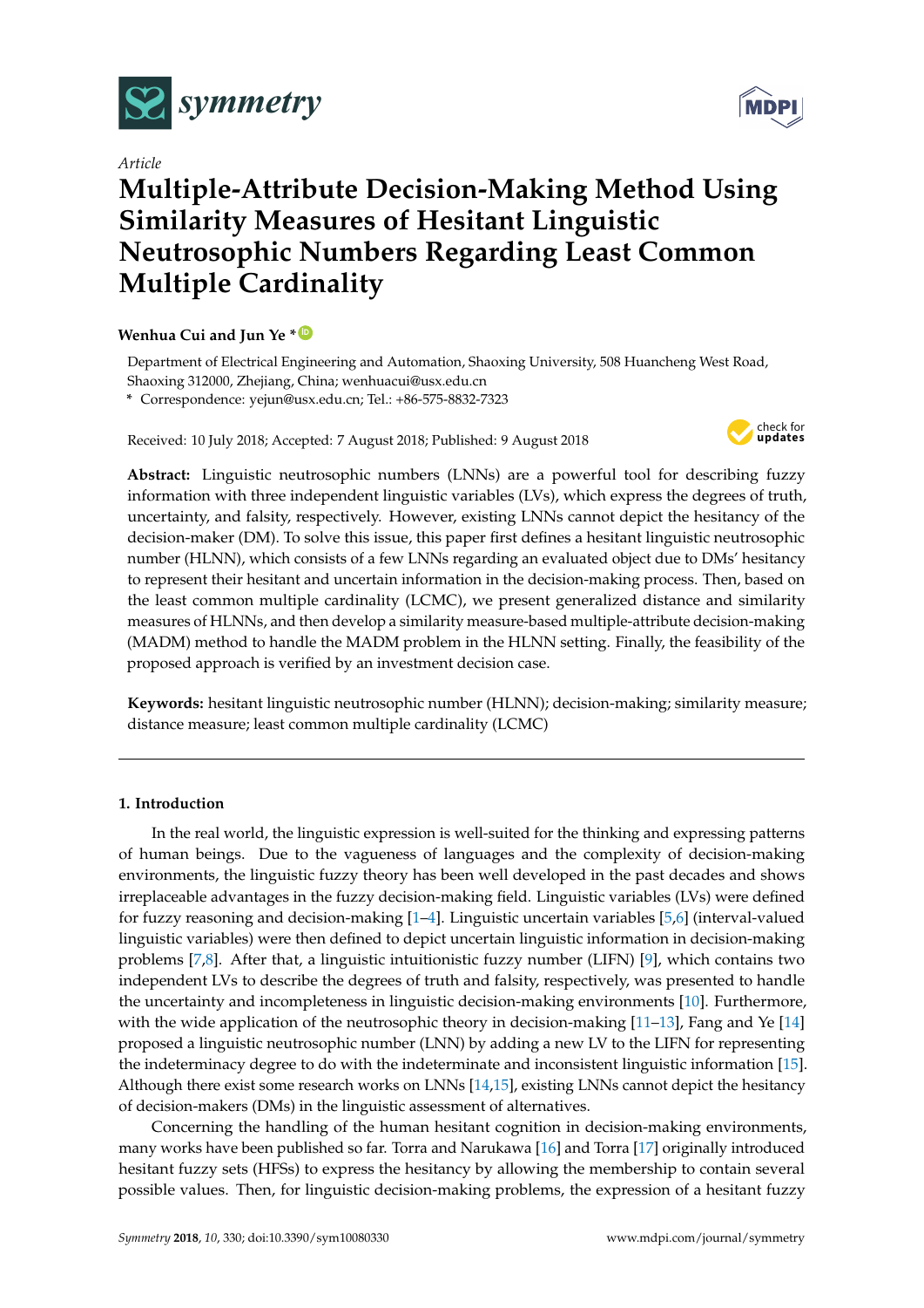*Article*

# Multiple-Attribute Decision-Making Method Using Similarity Measures of Hesitant Linguistic Neutrosophic Numbers Regarding Least Common Multiple Cardinality

**Wenhua Cui and Jun Ye ***

Department of Electrical Engineering and Automation, Shaoxing University, 508 Huancheng West Road, Shaoxing 312000, Zhejiang, China; wenhuacui@usx.edu.cn

* Correspondence: yejun@usx.edu.cn; Tel.: +86-575-8832-7323

Received: 10 July 2018; Accepted: 7 August 2018; Published: 9 August 2018

**Abstract:** Linguistic neutrosophic numbers (LNNs) are a powerful tool for describing fuzzy information with three independent linguistic variables (LVs), which express the degrees of truth, uncertainty, and falsity, respectively. However, existing LNNs cannot depict the hesitancy of the decision-maker (DM). To solve this issue, this paper first defines a hesitant linguistic neutrosophic number (HLNN), which consists of a few LNNs regarding an evaluated object due to DMs' hesitancy to represent their hesitant and uncertain information in the decision-making process. Then, based on the least common multiple cardinality (LCMC), we present generalized distance and similarity measures of HLNNs, and then develop a similarity measure-based multiple-attribute decision-making (MADM) method to handle the MADM problem in the HLNN setting. Finally, the feasibility of the proposed approach is verified by an investment decision case.

**Keywords:** hesitant linguistic neutrosophic number (HLNN); decision-making; similarity measure; distance measure; least common multiple cardinality (LCMC)

## 1. Introduction

In the real world, the linguistic expression is well-suited for the thinking and expressing patterns of human beings. Due to the vagueness of languages and the complexity of decision-making environments, the linguistic fuzzy theory has been well developed in the past decades and shows irreplaceable advantages in the fuzzy decision-making field. Linguistic variables (LVs) were defined for fuzzy reasoning and decision-making [1–4]. Linguistic uncertain variables [5,6] (interval-valued linguistic variables) were then defined to depict uncertain linguistic information in decision-making problems [7,8]. After that, a linguistic intuitionistic fuzzy number (LIFN) [9], which contains two independent LVs to describe the degrees of truth and falsity, respectively, was presented to handle the uncertainty and incompleteness in linguistic decision-making environments [10]. Furthermore, with the wide application of the neutrosophic theory in decision-making [11–13], Fang and Ye [14] proposed a linguistic neutrosophic number (LNN) by adding a new LV to the LIFN for representing the indeterminacy degree to do with the indeterminate and inconsistent linguistic information [15]. Although there exist some research works on LNNs [14,15], existing LNNs cannot depict the hesitancy of decision-makers (DMs) in the linguistic assessment of alternatives.

Concerning the handling of the human hesitant cognition in decision-making environments, many works have been published so far. Torra and Narukawa [16] and Torra [17] originally introduced hesitant fuzzy sets (HFSs) to express the hesitancy by allowing the membership to contain several possible values. Then, for linguistic decision-making problems, the expression of a hesitant fuzzy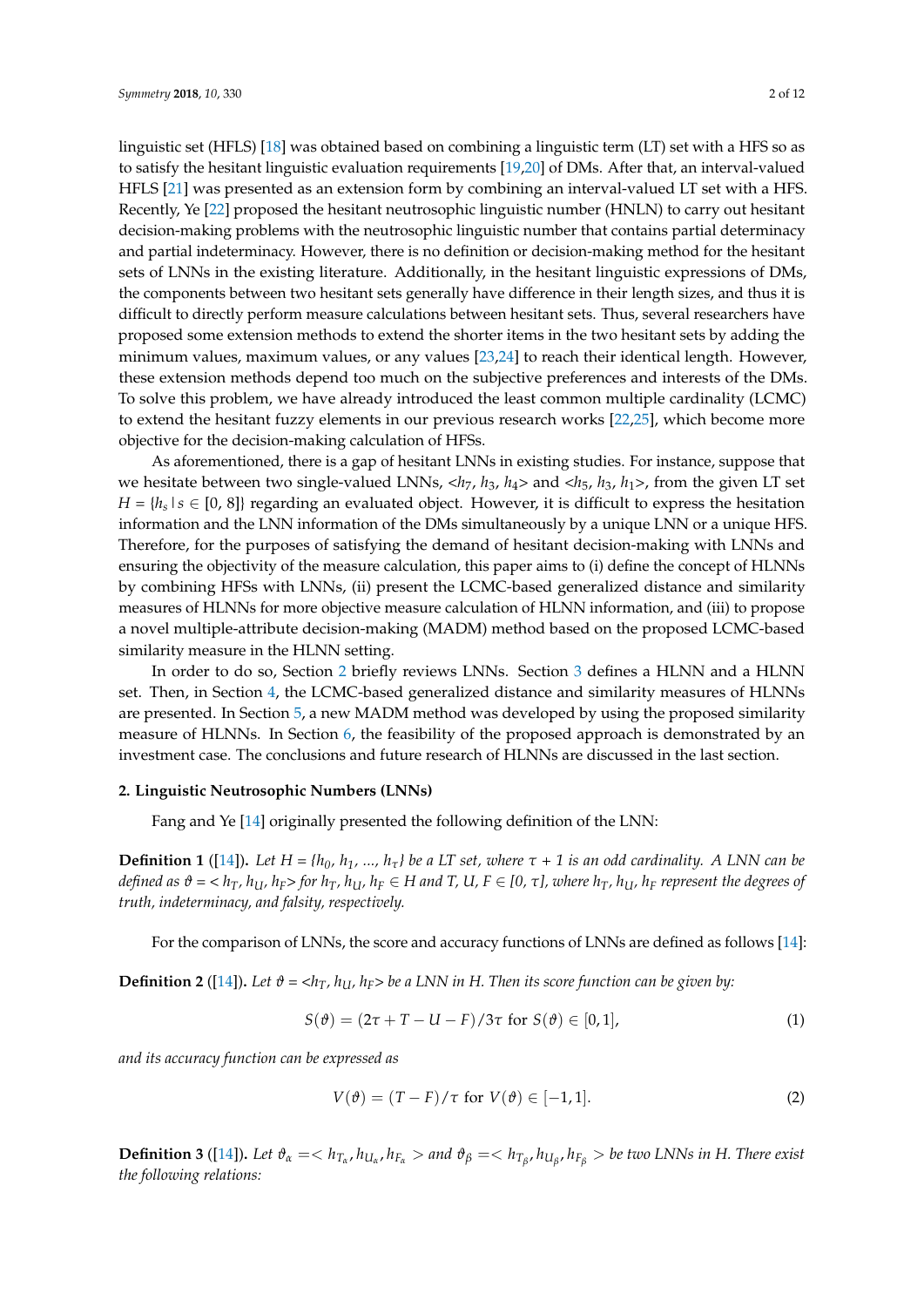linguistic set (HFLS) [18] was obtained based on combining a linguistic term (LT) set with a HFS so as to satisfy the hesitant linguistic evaluation requirements [19,20] of DMs. After that, an interval-valued HFLS [21] was presented as an extension form by combining an interval-valued LT set with a HFS. Recently, Ye [22] proposed the hesitant neutrosophic linguistic number (HNLN) to carry out hesitant decision-making problems with the neutrosophic linguistic number that contains partial determinacy and partial indeterminacy. However, there is no definition or decision-making method for the hesitant sets of LNNs in the existing literature. Additionally, in the hesitant linguistic expressions of DMs, the components between two hesitant sets generally have difference in their length sizes, and thus it is difficult to directly perform measure calculations between hesitant sets. Thus, several researchers have proposed some extension methods to extend the shorter items in the two hesitant sets by adding the minimum values, maximum values, or any values [23,24] to reach their identical length. However, these extension methods depend too much on the subjective preferences and interests of the DMs. To solve this problem, we have already introduced the least common multiple cardinality (LCMC) to extend the hesitant fuzzy elements in our previous research works [22,25], which become more objective for the decision-making calculation of HFSs.

As aforementioned, there is a gap of hesitant LNNs in existing studies. For instance, suppose that we hesitate between two single-valued LNNs, $<h_7, h_3, h_4>$ and $<h_5, h_3, h_1>$, from the given LT set $H = \{h_s \mid s \in [0, 8]\}$ regarding an evaluated object. However, it is difficult to express the hesitation information and the LNN information of the DMs simultaneously by a unique LNN or a unique HFS. Therefore, for the purposes of satisfying the demand of hesitant decision-making with LNNs and ensuring the objectivity of the measure calculation, this paper aims to (i) define the concept of HLNNs by combining HFSs with LNNs, (ii) present the LCMC-based generalized distance and similarity measures of HLNNs for more objective measure calculation of HLNN information, and (iii) to propose a novel multiple-attribute decision-making (MADM) method based on the proposed LCMC-based similarity measure in the HLNN setting.

In order to do so, Section 2 briefly reviews LNNs. Section 3 defines a HLNN and a HLNN set. Then, in Section 4, the LCMC-based generalized distance and similarity measures of HLNNs are presented. In Section 5, a new MADM method was developed by using the proposed similarity measure of HLNNs. In Section 6, the feasibility of the proposed approach is demonstrated by an investment case. The conclusions and future research of HLNNs are discussed in the last section.

## 2. Linguistic Neutrosophic Numbers (LNNs)

Fang and Ye [14] originally presented the following definition of the LNN:

**Definition 1** ([14]). *Let $H = \{h_0, h_1, \ldots, h_\tau\}$ be a LT set, where $\tau + 1$ is an odd cardinality. A LNN can be defined as $\vartheta = <h_T, h_U, h_F>$ for $h_T, h_U, h_F \in H$ and $T, U, F \in [0, \tau]$, where $h_T, h_U, h_F$ represent the degrees of truth, indeterminacy, and falsity, respectively.*

For the comparison of LNNs, the score and accuracy functions of LNNs are defined as follows [14]:

**Definition 2** ([14]). *Let $\vartheta = <h_T, h_U, h_F>$ be a LNN in H. Then its score function can be given by:*

$$S(\vartheta) = (2\tau + T - U - F)/3\tau \text{ for } S(\vartheta) \in [0, 1], \tag{1}$$

*and its accuracy function can be expressed as*

$$V(\vartheta) = (T - F)/\tau \text{ for } V(\vartheta) \in [-1, 1]. \tag{2}$$

**Definition 3** ([14]). *Let $\vartheta_\alpha = <h_{T_\alpha}, h_{U_\alpha}, h_{F_\alpha}>$ and $\vartheta_\beta = <h_{T_\beta}, h_{U_\beta}, h_{F_\beta}>$ be two LNNs in H. There exist the following relations:*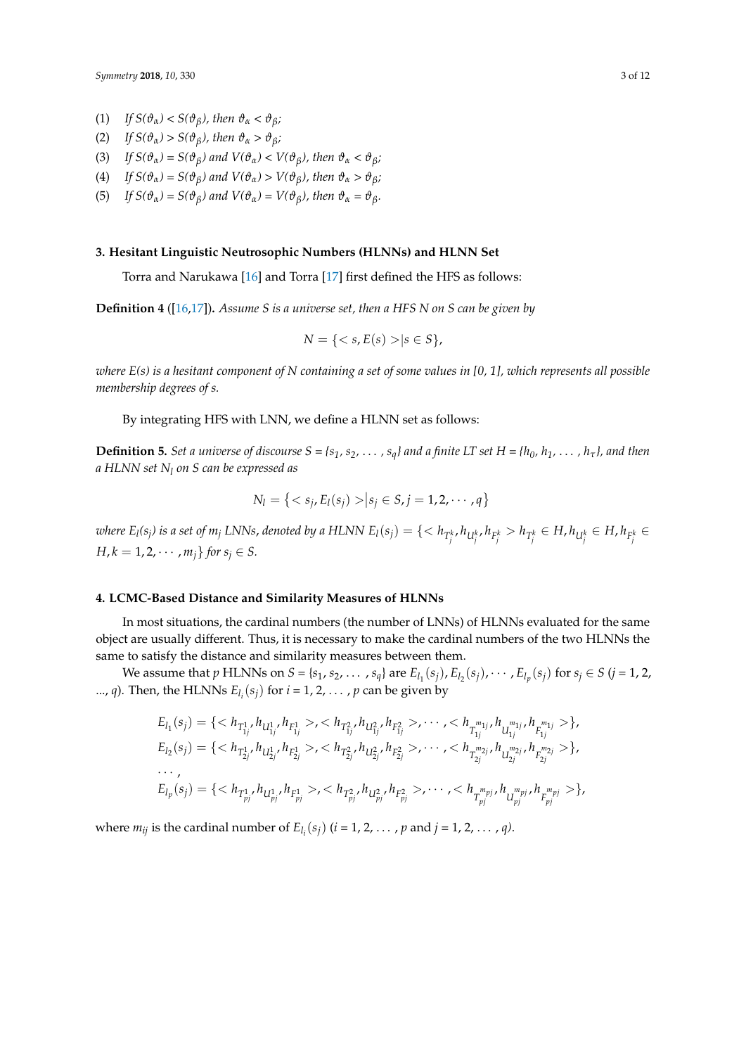(1) If $S(\vartheta_\alpha) < S(\vartheta_\beta)$, then $\vartheta_\alpha < \vartheta_\beta$;
(2) If $S(\vartheta_\alpha) > S(\vartheta_\beta)$, then $\vartheta_\alpha > \vartheta_\beta$;
(3) If $S(\vartheta_\alpha) = S(\vartheta_\beta)$ and $V(\vartheta_\alpha) < V(\vartheta_\beta)$, then $\vartheta_\alpha < \vartheta_\beta$;
(4) If $S(\vartheta_\alpha) = S(\vartheta_\beta)$ and $V(\vartheta_\alpha) > V(\vartheta_\beta)$, then $\vartheta_\alpha > \vartheta_\beta$;
(5) If $S(\vartheta_\alpha) = S(\vartheta_\beta)$ and $V(\vartheta_\alpha) = V(\vartheta_\beta)$, then $\vartheta_\alpha = \vartheta_\beta$.

## 3. Hesitant Linguistic Neutrosophic Numbers (HLNNs) and HLNN Set

Torra and Narukawa [16] and Torra [17] first defined the HFS as follows:

**Definition 4** ([16,17])**.** *Assume S is a universe set, then a HFS N on S can be given by*

$$N = \{ < s, E(s) > | s \in S \},$$

*where E(s) is a hesitant component of N containing a set of some values in [0, 1], which represents all possible membership degrees of s.*

By integrating HFS with LNN, we define a HLNN set as follows:

**Definition 5.** *Set a universe of discourse $S = \{s_1, s_2, \ldots, s_q\}$ and a finite LT set $H = \{h_0, h_1, \ldots, h_\tau\}$, and then a HLNN set $N_l$ on S can be expressed as*

$$N_l = \{ < s_j, E_l(s_j) > | s_j \in S, j = 1, 2, \cdots, q \}$$

*where $E_l(s_j)$ is a set of $m_j$ LNNs, denoted by a HLNN $E_l(s_j) = \{ < h_{T_j^k}, h_{U_j^k}, h_{F_j^k} > h_{T_j^k} \in H, h_{U_j^k} \in H, h_{F_j^k} \in H, k = 1, 2, \cdots, m_j \}$ for $s_j \in S$.*

## 4. LCMC-Based Distance and Similarity Measures of HLNNs

In most situations, the cardinal numbers (the number of LNNs) of HLNNs evaluated for the same object are usually different. Thus, it is necessary to make the cardinal numbers of the two HLNNs the same to satisfy the distance and similarity measures between them.

We assume that $p$ HLNNs on $S = \{s_1, s_2, \ldots, s_q\}$ are $E_{l_1}(s_j), E_{l_2}(s_j), \cdots, E_{l_p}(s_j)$ for $s_j \in S$ ($j$ = 1, 2, ..., $q$). Then, the HLNNs $E_{l_i}(s_j)$ for $i$ = 1, 2, ..., $p$ can be given by

$$\begin{aligned}
E_{l_1}(s_j) &= \{ < h_{T_{1j}^1}, h_{U_{1j}^1}, h_{F_{1j}^1} >, < h_{T_{1j}^2}, h_{U_{1j}^2}, h_{F_{1j}^2} >, \cdots, < h_{T_{1j}^{m_{1j}}}, h_{U_{1j}^{m_{1j}}}, h_{F_{1j}^{m_{1j}}} > \}, \\
E_{l_2}(s_j) &= \{ < h_{T_{2j}^1}, h_{U_{2j}^1}, h_{F_{2j}^1} >, < h_{T_{2j}^2}, h_{U_{2j}^2}, h_{F_{2j}^2} >, \cdots, < h_{T_{2j}^{m_{2j}}}, h_{U_{2j}^{m_{2j}}}, h_{F_{2j}^{m_{2j}}} > \}, \\
&\cdots, \\
E_{l_p}(s_j) &= \{ < h_{T_{pj}^1}, h_{U_{pj}^1}, h_{F_{pj}^1} >, < h_{T_{pj}^2}, h_{U_{pj}^2}, h_{F_{pj}^2} >, \cdots, < h_{T_{pj}^{m_{pj}}}, h_{U_{pj}^{m_{pj}}}, h_{F_{pj}^{m_{pj}}} > \},
\end{aligned}$$

where $m_{ij}$ is the cardinal number of $E_{l_i}(s_j)$ ($i$ = 1, 2, ..., $p$ and $j$ = 1, 2, ..., $q$).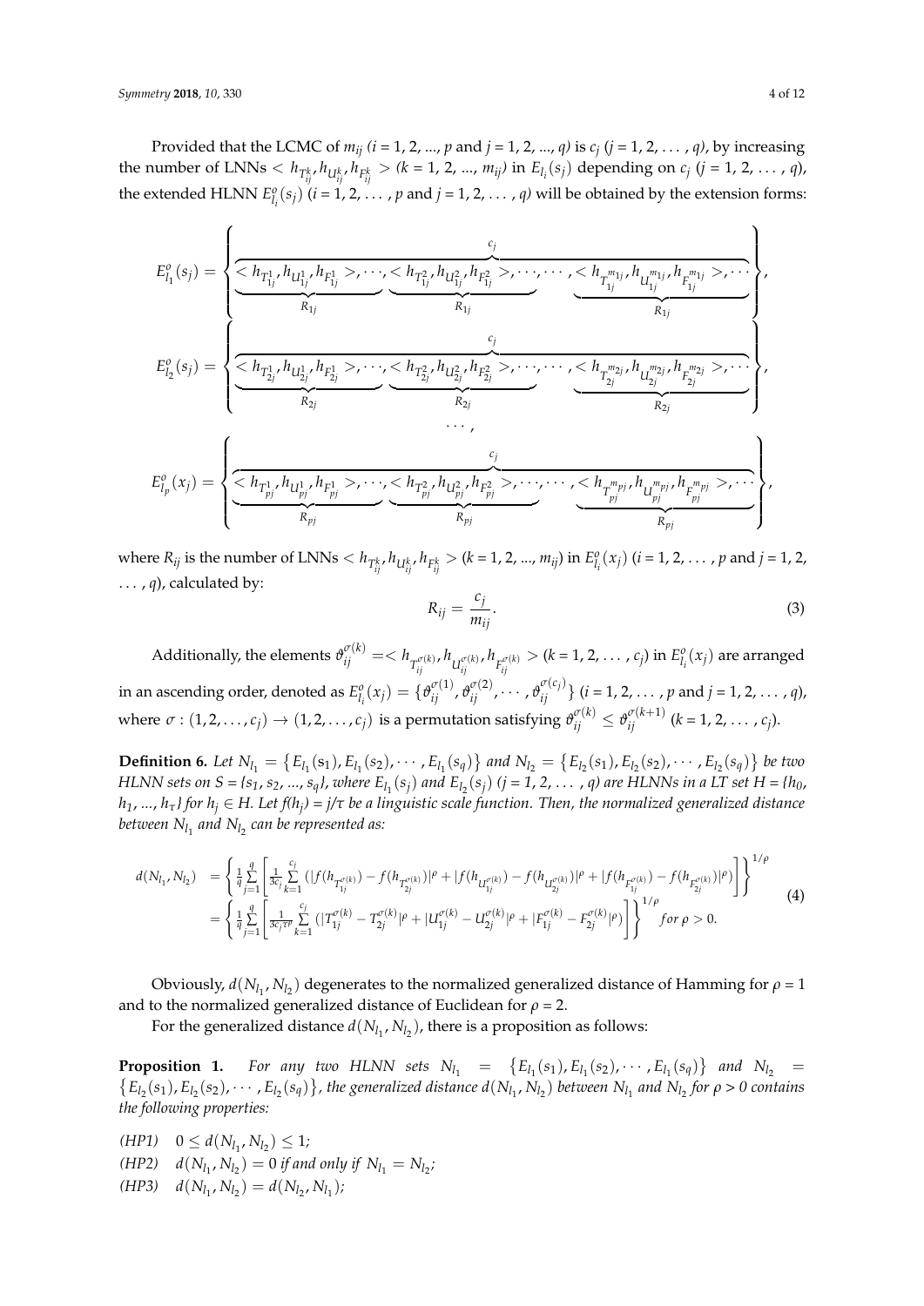Provided that the LCMC of $m_{ij}$ ($i$ = 1, 2, ..., $p$ and $j$ = 1, 2, ..., $q$) is $c_j$ ($j$ = 1, 2, ... , $q$), by increasing the number of LNNs $< h_{T_{ij}^k}, h_{U_{ij}^k}, h_{F_{ij}^k} >$ ($k$ = 1, 2, ..., $m_{ij}$) in $E_{l_i}(s_j)$ depending on $c_j$ ($j$ = 1, 2, ... , $q$), the extended HLNN $E_{l_i}^o(s_j)$ ($i$ = 1, 2, ... , $p$ and $j$ = 1, 2, ... , $q$) will be obtained by the extension forms:

$$E_{l_1}^o(s_j) = \left\{ \overbrace{\underbrace{< h_{T_{1j}^1}, h_{U_{1j}^1}, h_{F_{1j}^1} >, \cdots,}_{R_{1j}} \underbrace{< h_{T_{1j}^2}, h_{U_{1j}^2}, h_{F_{1j}^2} >, \cdots,}_{R_{1j}} \cdots, \underbrace{< h_{T_{1j}^{m_{1j}}}, h_{U_{1j}^{m_{1j}}}, h_{F_{1j}^{m_{1j}}} >, \cdots}_{R_{1j}}}^{c_j} \right\},$$

$$E_{l_2}^o(s_j) = \left\{ \overbrace{\underbrace{< h_{T_{2j}^1}, h_{U_{2j}^1}, h_{F_{2j}^1} >, \cdots,}_{R_{2j}} \underbrace{< h_{T_{2j}^2}, h_{U_{2j}^2}, h_{F_{2j}^2} >, \cdots,}_{R_{2j}} \cdots, \underbrace{< h_{T_{2j}^{m_{2j}}}, h_{U_{2j}^{m_{2j}}}, h_{F_{2j}^{m_{2j}}} >, \cdots}_{R_{2j}}}^{c_j} \right\},$$

$$\cdots,$$

$$E_{l_p}^o(x_j) = \left\{ \overbrace{\underbrace{< h_{T_{pj}^1}, h_{U_{pj}^1}, h_{F_{pj}^1} >, \cdots,}_{R_{pj}} \underbrace{< h_{T_{pj}^2}, h_{U_{pj}^2}, h_{F_{pj}^2} >, \cdots,}_{R_{pj}} \cdots, \underbrace{< h_{T_{pj}^{m_{pj}}}, h_{U_{pj}^{m_{pj}}}, h_{F_{pj}^{m_{pj}}} >, \cdots}_{R_{pj}}}^{c_j} \right\},$$

where $R_{ij}$ is the number of LNNs $< h_{T_{ij}^k}, h_{U_{ij}^k}, h_{F_{ij}^k} >$ ($k$ = 1, 2, ..., $m_{ij}$) in $E_{l_i}^o(x_j)$ ($i$ = 1, 2, ... , $p$ and $j$ = 1, 2, ... , $q$), calculated by:

$$R_{ij} = \frac{c_j}{m_{ij}}. \tag{3}$$

Additionally, the elements $\vartheta_{ij}^{\sigma(k)} =< h_{T_{ij}^{\sigma(k)}}, h_{U_{ij}^{\sigma(k)}}, h_{F_{ij}^{\sigma(k)}} >$ ($k$ = 1, 2, ... , $c_j$) in $E_{l_i}^o(x_j)$ are arranged in an ascending order, denoted as $E_{l_i}^o(x_j) = \{\vartheta_{ij}^{\sigma(1)}, \vartheta_{ij}^{\sigma(2)}, \cdots, \vartheta_{ij}^{\sigma(c_j)}\}$ ($i$ = 1, 2, ... , $p$ and $j$ = 1, 2, ... , $q$), where $\sigma : (1, 2, \ldots, c_j) \to (1, 2, \ldots, c_j)$ is a permutation satisfying $\vartheta_{ij}^{\sigma(k)} \leq \vartheta_{ij}^{\sigma(k+1)}$ ($k$ = 1, 2, ... , $c_j$).

**Definition 6.** *Let $N_{l_1} = \{E_{l_1}(s_1), E_{l_1}(s_2), \cdots, E_{l_1}(s_q)\}$ and $N_{l_2} = \{E_{l_2}(s_1), E_{l_2}(s_2), \cdots, E_{l_2}(s_q)\}$ be two HLNN sets on $S = \{s_1, s_2, ..., s_q\}$, where $E_{l_1}(s_j)$ and $E_{l_2}(s_j)$ ($j$ = 1, 2, ... , $q$) are HLNNs in a LT set $H = \{h_0, h_1, ..., h_\tau\}$ for $h_j \in H$. Let $f(h_j) = j/\tau$ be a linguistic scale function. Then, the normalized generalized distance between $N_{l_1}$ and $N_{l_2}$ can be represented as:*

$$\begin{aligned} d(N_{l_1}, N_{l_2}) &= \left\{ \frac{1}{q} \sum_{j=1}^{q} \left[ \frac{1}{3c_j} \sum_{k=1}^{c_j} \left( |f(h_{T_{1j}^{\sigma(k)}}) - f(h_{T_{2j}^{\sigma(k)}})|^\rho + |f(h_{U_{1j}^{\sigma(k)}}) - f(h_{U_{2j}^{\sigma(k)}})|^\rho + |f(h_{F_{1j}^{\sigma(k)}}) - f(h_{F_{2j}^{\sigma(k)}})|^\rho \right) \right] \right\}^{1/\rho} \\ &= \left\{ \frac{1}{q} \sum_{j=1}^{q} \left[ \frac{1}{3c_j \tau^\rho} \sum_{k=1}^{c_j} \left( |T_{1j}^{\sigma(k)} - T_{2j}^{\sigma(k)}|^\rho + |U_{1j}^{\sigma(k)} - U_{2j}^{\sigma(k)}|^\rho + |F_{1j}^{\sigma(k)} - F_{2j}^{\sigma(k)}|^\rho \right) \right] \right\}^{1/\rho} \text{for } \rho > 0. \end{aligned} \tag{4}$$

Obviously, $d(N_{l_1}, N_{l_2})$ degenerates to the normalized generalized distance of Hamming for $\rho$ = 1 and to the normalized generalized distance of Euclidean for $\rho$ = 2.

For the generalized distance $d(N_{l_1}, N_{l_2})$, there is a proposition as follows:

**Proposition 1.** *For any two HLNN sets $N_{l_1} = \{E_{l_1}(s_1), E_{l_1}(s_2), \cdots, E_{l_1}(s_q)\}$ and $N_{l_2} = \{E_{l_2}(s_1), E_{l_2}(s_2), \cdots, E_{l_2}(s_q)\}$, the generalized distance $d(N_{l_1}, N_{l_2})$ between $N_{l_1}$ and $N_{l_2}$ for $\rho > 0$ contains the following properties:*

*(HP1)* $0 \leq d(N_{l_1}, N_{l_2}) \leq 1$;

*(HP2)* $d(N_{l_1}, N_{l_2}) = 0$ *if and only if* $N_{l_1} = N_{l_2}$;

*(HP3)* $d(N_{l_1}, N_{l_2}) = d(N_{l_2}, N_{l_1})$;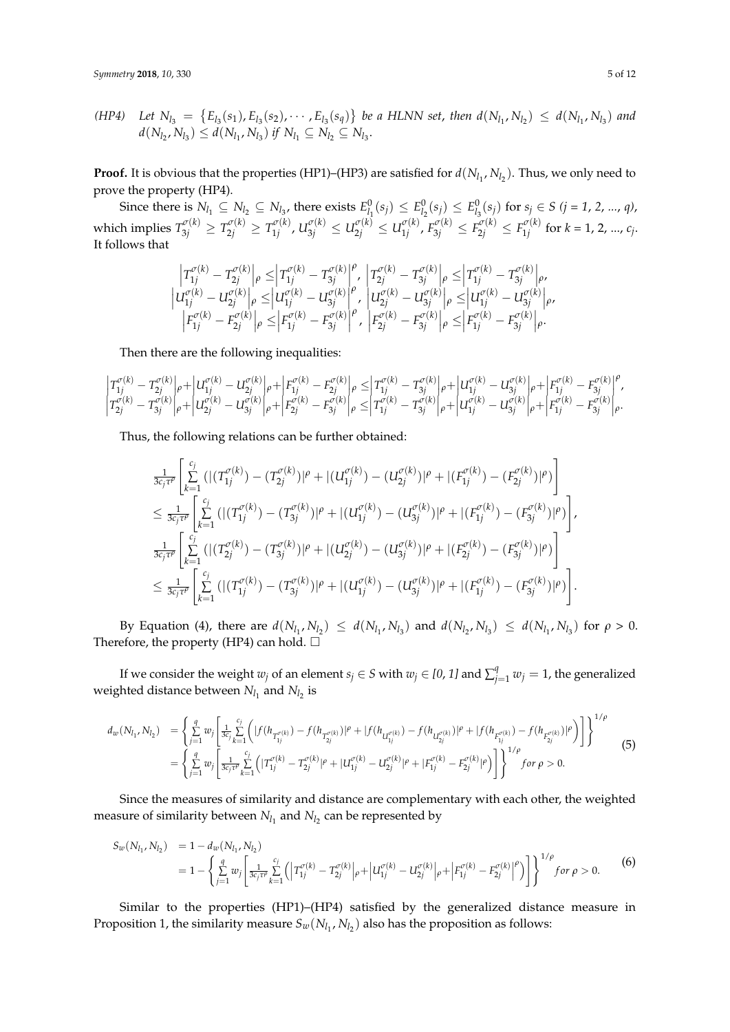(HP4) *Let* $N_{l_3} = \{E_{l_3}(s_1), E_{l_3}(s_2), \cdots, E_{l_3}(s_q)\}$ *be a HLNN set, then* $d(N_{l_1}, N_{l_2}) \leq d(N_{l_1}, N_{l_3})$ *and* $d(N_{l_2}, N_{l_3}) \leq d(N_{l_1}, N_{l_3})$ *if* $N_{l_1} \subseteq N_{l_2} \subseteq N_{l_3}$.

**Proof.** It is obvious that the properties (HP1)–(HP3) are satisfied for $d(N_{l_1}, N_{l_2})$. Thus, we only need to prove the property (HP4).

Since there is $N_{l_1} \subseteq N_{l_2} \subseteq N_{l_3}$, there exists $E^0_{l_1}(s_j) \leq E^0_{l_2}(s_j) \leq E^0_{l_3}(s_j)$ for $s_j \in S$ ($j$ = 1, 2, ..., $q$), which implies $T^{\sigma(k)}_{3j} \geq T^{\sigma(k)}_{2j} \geq T^{\sigma(k)}_{1j}$, $U^{\sigma(k)}_{3j} \leq U^{\sigma(k)}_{2j} \leq U^{\sigma(k)}_{1j}$, $F^{\sigma(k)}_{3j} \leq F^{\sigma(k)}_{2j} \leq F^{\sigma(k)}_{1j}$ for $k$ = 1, 2, ..., $c_j$. It follows that

$$
\begin{array}{c}
\left|T^{\sigma(k)}_{1j} - T^{\sigma(k)}_{2j}\right|_\rho \leq \left|T^{\sigma(k)}_{1j} - T^{\sigma(k)}_{3j}\right|^\rho, \ \left|T^{\sigma(k)}_{2j} - T^{\sigma(k)}_{3j}\right|_\rho \leq \left|T^{\sigma(k)}_{1j} - T^{\sigma(k)}_{3j}\right|_\rho, \\
\left|U^{\sigma(k)}_{1j} - U^{\sigma(k)}_{2j}\right|_\rho \leq \left|U^{\sigma(k)}_{1j} - U^{\sigma(k)}_{3j}\right|^\rho, \ \left|U^{\sigma(k)}_{2j} - U^{\sigma(k)}_{3j}\right|_\rho \leq \left|U^{\sigma(k)}_{1j} - U^{\sigma(k)}_{3j}\right|_\rho, \\
\left|F^{\sigma(k)}_{1j} - F^{\sigma(k)}_{2j}\right|_\rho \leq \left|F^{\sigma(k)}_{1j} - F^{\sigma(k)}_{3j}\right|^\rho, \ \left|F^{\sigma(k)}_{2j} - F^{\sigma(k)}_{3j}\right|_\rho \leq \left|F^{\sigma(k)}_{1j} - F^{\sigma(k)}_{3j}\right|_\rho.
\end{array}
$$

Then there are the following inequalities:

$$
\begin{array}{l}
\left|T^{\sigma(k)}_{1j} - T^{\sigma(k)}_{2j}\right|_\rho + \left|U^{\sigma(k)}_{1j} - U^{\sigma(k)}_{2j}\right|_\rho + \left|F^{\sigma(k)}_{1j} - F^{\sigma(k)}_{2j}\right|_\rho \leq \left|T^{\sigma(k)}_{1j} - T^{\sigma(k)}_{3j}\right|_\rho + \left|U^{\sigma(k)}_{1j} - U^{\sigma(k)}_{3j}\right|_\rho + \left|F^{\sigma(k)}_{1j} - F^{\sigma(k)}_{3j}\right|^\rho, \\
\left|T^{\sigma(k)}_{2j} - T^{\sigma(k)}_{3j}\right|_\rho + \left|U^{\sigma(k)}_{2j} - U^{\sigma(k)}_{3j}\right|_\rho + \left|F^{\sigma(k)}_{2j} - F^{\sigma(k)}_{3j}\right|_\rho \leq \left|T^{\sigma(k)}_{1j} - T^{\sigma(k)}_{3j}\right|_\rho + \left|U^{\sigma(k)}_{1j} - U^{\sigma(k)}_{3j}\right|_\rho + \left|F^{\sigma(k)}_{1j} - F^{\sigma(k)}_{3j}\right|_\rho.
\end{array}
$$

Thus, the following relations can be further obtained:

$$
\begin{array}{l}
\frac{1}{3c_j\tau^\rho}\left[\sum\limits_{k=1}^{c_j}\left(|(T^{\sigma(k)}_{1j}) - (T^{\sigma(k)}_{2j})|^\rho + |(U^{\sigma(k)}_{1j}) - (U^{\sigma(k)}_{2j})|^\rho + |(F^{\sigma(k)}_{1j}) - (F^{\sigma(k)}_{2j})|^\rho\right)\right] \\
\leq \frac{1}{3c_j\tau^\rho}\left[\sum\limits_{k=1}^{c_j}\left(|(T^{\sigma(k)}_{1j}) - (T^{\sigma(k)}_{3j})|^\rho + |(U^{\sigma(k)}_{1j}) - (U^{\sigma(k)}_{3j})|^\rho + |(F^{\sigma(k)}_{1j}) - (F^{\sigma(k)}_{3j})|^\rho\right)\right], \\
\frac{1}{3c_j\tau^\rho}\left[\sum\limits_{k=1}^{c_j}\left(|(T^{\sigma(k)}_{2j}) - (T^{\sigma(k)}_{3j})|^\rho + |(U^{\sigma(k)}_{2j}) - (U^{\sigma(k)}_{3j})|^\rho + |(F^{\sigma(k)}_{2j}) - (F^{\sigma(k)}_{3j})|^\rho\right)\right] \\
\leq \frac{1}{3c_j\tau^\rho}\left[\sum\limits_{k=1}^{c_j}\left(|(T^{\sigma(k)}_{1j}) - (T^{\sigma(k)}_{3j})|^\rho + |(U^{\sigma(k)}_{1j}) - (U^{\sigma(k)}_{3j})|^\rho + |(F^{\sigma(k)}_{1j}) - (F^{\sigma(k)}_{3j})|^\rho\right)\right].
\end{array}
$$

By Equation (4), there are $d(N_{l_1}, N_{l_2}) \leq d(N_{l_1}, N_{l_3})$ and $d(N_{l_2}, N_{l_3}) \leq d(N_{l_1}, N_{l_3})$ for $\rho > 0$. Therefore, the property (HP4) can hold. □

If we consider the weight $w_j$ of an element $s_j \in S$ with $w_j \in [0, 1]$ and $\sum_{j=1}^{q} w_j = 1$, the generalized weighted distance between $N_{l_1}$ and $N_{l_2}$ is

$$
\begin{aligned}
d_w(N_{l_1}, N_{l_2}) &= \left\{\sum_{j=1}^{q} w_j\left[\frac{1}{3c_j}\sum_{k=1}^{c_j}\left(|f(h_{T^{\sigma(k)}_{1j}}) - f(h_{T^{\sigma(k)}_{2j}})|^\rho + |f(h_{U^{\sigma(k)}_{1j}}) - f(h_{U^{\sigma(k)}_{2j}})|^\rho + |f(h_{F^{\sigma(k)}_{1j}}) - f(h_{F^{\sigma(k)}_{2j}})|^\rho\right)\right]\right\}^{1/\rho} \\
&= \left\{\sum_{j=1}^{q} w_j\left[\frac{1}{3c_j\tau^\rho}\sum_{k=1}^{c_j}\left(|T^{\sigma(k)}_{1j} - T^{\sigma(k)}_{2j}|^\rho + |U^{\sigma(k)}_{1j} - U^{\sigma(k)}_{2j}|^\rho + |F^{\sigma(k)}_{1j} - F^{\sigma(k)}_{2j}|^\rho\right)\right]\right\}^{1/\rho} \ for\ \rho > 0.
\end{aligned}
\tag{5}
$$

Since the measures of similarity and distance are complementary with each other, the weighted measure of similarity between $N_{l_1}$ and $N_{l_2}$ can be represented by

$$
\begin{aligned}
S_w(N_{l_1}, N_{l_2}) &= 1 - d_w(N_{l_1}, N_{l_2}) \\
&= 1 - \left\{\sum_{j=1}^{q} w_j\left[\frac{1}{3c_j\tau^\rho}\sum_{k=1}^{c_j}\left(\left|T^{\sigma(k)}_{1j} - T^{\sigma(k)}_{2j}\right|_\rho + \left|U^{\sigma(k)}_{1j} - U^{\sigma(k)}_{2j}\right|_\rho + \left|F^{\sigma(k)}_{1j} - F^{\sigma(k)}_{2j}\right|^\rho\right)\right]\right\}^{1/\rho} \ for\ \rho > 0.
\end{aligned}
\tag{6}
$$

Similar to the properties (HP1)–(HP4) satisfied by the generalized distance measure in Proposition 1, the similarity measure $S_w(N_{l_1}, N_{l_2})$ also has the proposition as follows: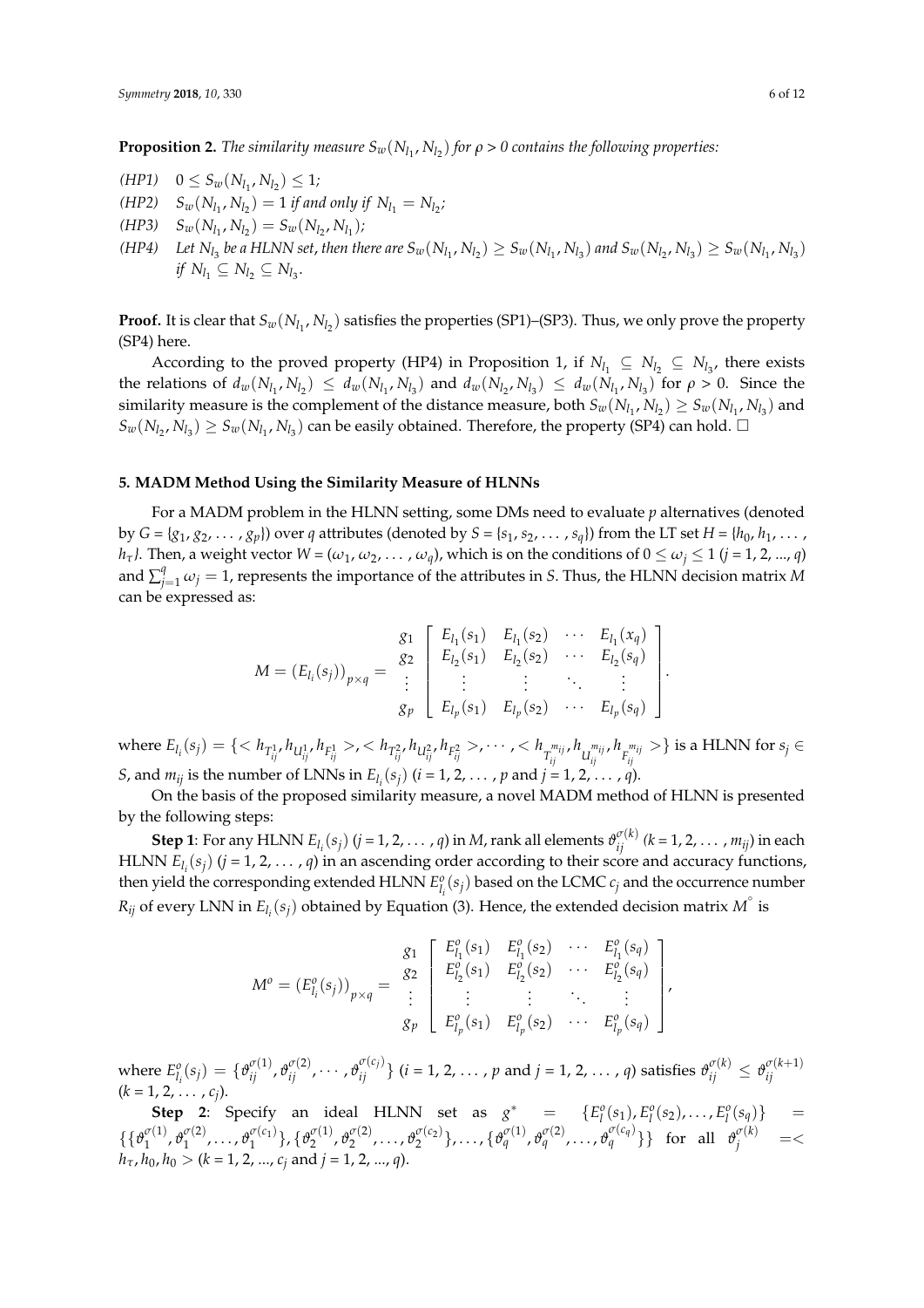**Proposition 2.** *The similarity measure $S_w(N_{l_1}, N_{l_2})$ for ρ > 0 contains the following properties:*

*(HP1)* $0 \leq S_w(N_{l_1}, N_{l_2}) \leq 1$;

*(HP2)* $S_w(N_{l_1}, N_{l_2}) = 1$ *if and only if* $N_{l_1} = N_{l_2}$;

*(HP3)* $S_w(N_{l_1}, N_{l_2}) = S_w(N_{l_2}, N_{l_1})$;

*(HP4)* *Let* $N_{l_3}$ *be a HLNN set, then there are* $S_w(N_{l_1}, N_{l_2}) \geq S_w(N_{l_1}, N_{l_3})$ *and* $S_w(N_{l_2}, N_{l_3}) \geq S_w(N_{l_1}, N_{l_3})$ *if* $N_{l_1} \subseteq N_{l_2} \subseteq N_{l_3}$.

**Proof.** It is clear that $S_w(N_{l_1}, N_{l_2})$ satisfies the properties (SP1)–(SP3). Thus, we only prove the property (SP4) here.

According to the proved property (HP4) in Proposition 1, if $N_{l_1} \subseteq N_{l_2} \subseteq N_{l_3}$, there exists the relations of $d_w(N_{l_1}, N_{l_2}) \leq d_w(N_{l_1}, N_{l_3})$ and $d_w(N_{l_2}, N_{l_3}) \leq d_w(N_{l_1}, N_{l_3})$ for $\rho > 0$. Since the similarity measure is the complement of the distance measure, both $S_w(N_{l_1}, N_{l_2}) \geq S_w(N_{l_1}, N_{l_3})$ and $S_w(N_{l_2}, N_{l_3}) \geq S_w(N_{l_1}, N_{l_3})$ can be easily obtained. Therefore, the property (SP4) can hold. □

### 5. MADM Method Using the Similarity Measure of HLNNs

For a MADM problem in the HLNN setting, some DMs need to evaluate *p* alternatives (denoted by $G = \{g_1, g_2, \ldots, g_p\}$) over *q* attributes (denoted by $S = \{s_1, s_2, \ldots, s_q\}$) from the LT set $H = \{h_0, h_1, \ldots, h_\tau\}$. Then, a weight vector $W = (\omega_1, \omega_2, \ldots, \omega_q)$, which is on the conditions of $0 \leq \omega_j \leq 1$ ($j$ = 1, 2, ..., $q$) and $\sum_{j=1}^{q} \omega_j = 1$, represents the importance of the attributes in *S*. Thus, the HLNN decision matrix *M* can be expressed as:

$$
M = (E_{l_i}(s_j))_{p \times q} = \begin{array}{c} g_1 \\ g_2 \\ \vdots \\ g_p \end{array} \begin{bmatrix} E_{l_1}(s_1) & E_{l_1}(s_2) & \cdots & E_{l_1}(x_q) \\ E_{l_2}(s_1) & E_{l_2}(s_2) & \cdots & E_{l_2}(s_q) \\ \vdots & \vdots & \ddots & \vdots \\ E_{l_p}(s_1) & E_{l_p}(s_2) & \cdots & E_{l_p}(s_q) \end{bmatrix}.
$$

where $E_{l_i}(s_j) = \{< h_{T_{ij}^1}, h_{U_{ij}^1}, h_{F_{ij}^1} >, < h_{T_{ij}^2}, h_{U_{ij}^2}, h_{F_{ij}^2} >, \cdots, < h_{T_{ij}^{m_{ij}}}, h_{U_{ij}^{m_{ij}}}, h_{F_{ij}^{m_{ij}}} >\}$ is a HLNN for $s_j \in S$, and $m_{ij}$ is the number of LNNs in $E_{l_i}(s_j)$ ($i$ = 1, 2, ..., $p$ and $j$ = 1, 2, ..., $q$).

On the basis of the proposed similarity measure, a novel MADM method of HLNN is presented by the following steps:

**Step 1**: For any HLNN $E_{l_i}(s_j)$ ($j$ = 1, 2, ..., $q$) in *M*, rank all elements $\vartheta_{ij}^{\sigma(k)}$ ($k$ = 1, 2, ..., $m_{ij}$) in each HLNN $E_{l_i}(s_j)$ ($j$ = 1, 2, ..., $q$) in an ascending order according to their score and accuracy functions, then yield the corresponding extended HLNN $E_{l_i}^o(s_j)$ based on the LCMC $c_j$ and the occurrence number $R_{ij}$ of every LNN in $E_{l_i}(s_j)$ obtained by Equation (3). Hence, the extended decision matrix $M^\circ$ is

$$
M^o = (E_{l_i}^o(s_j))_{p \times q} = \begin{array}{c} g_1 \\ g_2 \\ \vdots \\ g_p \end{array} \begin{bmatrix} E_{l_1}^o(s_1) & E_{l_1}^o(s_2) & \cdots & E_{l_1}^o(s_q) \\ E_{l_2}^o(s_1) & E_{l_2}^o(s_2) & \cdots & E_{l_2}^o(s_q) \\ \vdots & \vdots & \ddots & \vdots \\ E_{l_p}^o(s_1) & E_{l_p}^o(s_2) & \cdots & E_{l_p}^o(s_q) \end{bmatrix},
$$

where $E_{l_i}^o(s_j) = \{\vartheta_{ij}^{\sigma(1)}, \vartheta_{ij}^{\sigma(2)}, \cdots, \vartheta_{ij}^{\sigma(c_j)}\}$ ($i$ = 1, 2, ..., $p$ and $j$ = 1, 2, ..., $q$) satisfies $\vartheta_{ij}^{\sigma(k)} \leq \vartheta_{ij}^{\sigma(k+1)}$ ($k$ = 1, 2, ..., $c_j$).

**Step 2**: Specify an ideal HLNN set as $g^* = \{E_l^o(s_1), E_l^o(s_2), \ldots, E_l^o(s_q)\} = \{\{\vartheta_1^{\sigma(1)}, \vartheta_1^{\sigma(2)}, \ldots, \vartheta_1^{\sigma(c_1)}\}, \{\vartheta_2^{\sigma(1)}, \vartheta_2^{\sigma(2)}, \ldots, \vartheta_2^{\sigma(c_2)}\}, \ldots, \{\vartheta_q^{\sigma(1)}, \vartheta_q^{\sigma(2)}, \ldots, \vartheta_q^{\sigma(c_q)}\}\}$ for all $\vartheta_j^{\sigma(k)} =< h_\tau, h_0, h_0 >$ ($k$ = 1, 2, ..., $c_j$ and $j$ = 1, 2, ..., $q$).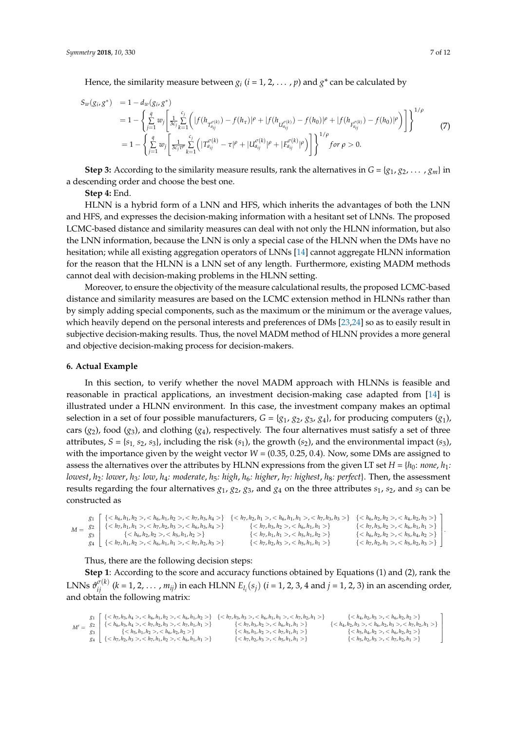Hence, the similarity measure between $g_i$ ($i$ = 1, 2, … , $p$) and $g^*$ can be calculated by

$$
\begin{aligned}
S_w(g_i, g^*) &= 1 - d_w(g_i, g^*) \\
&= 1 - \left\{ \sum_{j=1}^{q} w_j \left[ \frac{1}{3c_j} \sum_{k=1}^{c_j} \left( |f(h_{T_{a_{ij}}^{\sigma(k)}}) - f(h_\tau)|^\rho + |f(h_{U_{a_{ij}}^{\sigma(k)}}) - f(h_0)|^\rho + |f(h_{F_{a_{ij}}^{\sigma(k)}}) - f(h_0)|^\rho \right) \right] \right\}^{1/\rho} \\
&= 1 - \left\{ \sum_{j=1}^{q} w_j \left[ \frac{1}{3c_j \tau^\rho} \sum_{k=1}^{c_j} \left( |T_{a_{ij}}^{\sigma(k)} - \tau|^\rho + |U_{a_{ij}}^{\sigma(k)}|^\rho + |F_{a_{ij}}^{\sigma(k)}|^\rho \right) \right] \right\}^{1/\rho} \text{ for } \rho > 0.
\end{aligned}
\tag{7}
$$

**Step 3:** According to the similarity measure results, rank the alternatives in $G = \{g_1, g_2, \ldots, g_m\}$ in a descending order and choose the best one.

**Step 4:** End.

HLNN is a hybrid form of a LNN and HFS, which inherits the advantages of both the LNN and HFS, and expresses the decision-making information with a hesitant set of LNNs. The proposed LCMC-based distance and similarity measures can deal with not only the HLNN information, but also the LNN information, because the LNN is only a special case of the HLNN when the DMs have no hesitation; while all existing aggregation operators of LNNs [14] cannot aggregate HLNN information for the reason that the HLNN is a LNN set of any length. Furthermore, existing MADM methods cannot deal with decision-making problems in the HLNN setting.

Moreover, to ensure the objectivity of the measure calculational results, the proposed LCMC-based distance and similarity measures are based on the LCMC extension method in HLNNs rather than by simply adding special components, such as the maximum or the minimum or the average values, which heavily depend on the personal interests and preferences of DMs [23,24] so as to easily result in subjective decision-making results. Thus, the novel MADM method of HLNN provides a more general and objective decision-making process for decision-makers.

## 6. Actual Example

In this section, to verify whether the novel MADM approach with HLNNs is feasible and reasonable in practical applications, an investment decision-making case adapted from [14] is illustrated under a HLNN environment. In this case, the investment company makes an optimal selection in a set of four possible manufacturers, $G = \{g_1, g_2, g_3, g_4\}$, for producing computers ($g_1$), cars ($g_2$), food ($g_3$), and clothing ($g_4$), respectively. The four alternatives must satisfy a set of three attributes, $S = \{s_1, s_2, s_3\}$, including the risk ($s_1$), the growth ($s_2$), and the environmental impact ($s_3$), with the importance given by the weight vector $W$ = (0.35, 0.25, 0.4). Now, some DMs are assigned to assess the alternatives over the attributes by HLNN expressions from the given LT set $H = \{h_0$: *none*, $h_1$: *lowest*, $h_2$: *lower*, $h_3$: *low*, $h_4$: *moderate*, $h_5$: *high*, $h_6$: *higher*, $h_7$: *highest*, $h_8$: *perfect*$\}$. Then, the assessment results regarding the four alternatives $g_1$, $g_2$, $g_3$, and $g_4$ on the three attributes $s_1$, $s_2$, and $s_3$ can be constructed as

$$
M = \begin{matrix} g_1 \\ g_2 \\ g_3 \\ g_4 \end{matrix} \begin{bmatrix}
\{<h_6,h_1,h_2>,<h_6,h_1,h_2>,<h_7,h_3,h_4>\} & \{<h_7,h_2,h_1>,<h_6,h_1,h_1>,<h_7,h_3,h_3>\} & \{<h_6,h_2,h_2>,<h_4,h_2,h_3>\} \\
\{<h_7,h_1,h_1>,<h_7,h_2,h_3>,<h_6,h_3,h_4>\} & \{<h_7,h_3,h_2>,<h_6,h_1,h_1>\} & \{<h_7,h_3,h_2>,<h_6,h_1,h_1>\} \\
\{<h_6,h_2,h_2>,<h_5,h_1,h_2>\} & \{<h_7,h_1,h_1>,<h_5,h_1,h_2>\} & \{<h_6,h_2,h_2>,<h_5,h_4,h_2>\} \\
\{<h_7,h_1,h_2>,<h_6,h_1,h_1>,<h_7,h_2,h_3>\} & \{<h_7,h_2,h_3>,<h_5,h_1,h_1>\} & \{<h_7,h_2,h_1>,<h_5,h_2,h_3>\}
\end{bmatrix}.
$$

Thus, there are the following decision steps:

**Step 1**: According to the score and accuracy functions obtained by Equations (1) and (2), rank the LNNs $\vartheta_{ij}^{\sigma(k)}$ ($k$ = 1, 2, … , $m_{ij}$) in each HLNN $E_{l_i}(s_j)$ ($i$ = 1, 2, 3, 4 and $j$ = 1, 2, 3) in an ascending order, and obtain the following matrix:

$$
M' = \begin{matrix} g_1 \\ g_2 \\ g_3 \\ g_4 \end{matrix} \begin{bmatrix}
\{<h_7,h_3,h_4>,<h_6,h_1,h_2>,<h_6,h_1,h_2>\} & \{<h_7,h_3,h_3>,<h_6,h_1,h_1>,<h_7,h_2,h_1>\} & \{<h_4,h_2,h_3>,<h_6,h_2,h_2>\} \\
\{<h_6,h_3,h_4>,<h_7,h_2,h_3>,<h_7,h_1,h_1>\} & \{<h_7,h_3,h_2>,<h_6,h_1,h_1>\} & \{<h_4,h_2,h_3>,<h_6,h_2,h_3>,<h_7,h_2,h_1>\} \\
\{<h_5,h_1,h_2>,<h_6,h_2,h_2>\} & \{<h_5,h_1,h_2>,<h_7,h_1,h_1>\} & \{<h_5,h_4,h_2>,<h_6,h_2,h_2>\} \\
\{<h_7,h_2,h_3>,<h_7,h_1,h_2>,<h_6,h_1,h_1>\} & \{<h_7,h_2,h_3>,<h_5,h_1,h_1>\} & \{<h_5,h_2,h_3>,<h_7,h_2,h_1>\}
\end{bmatrix}
$$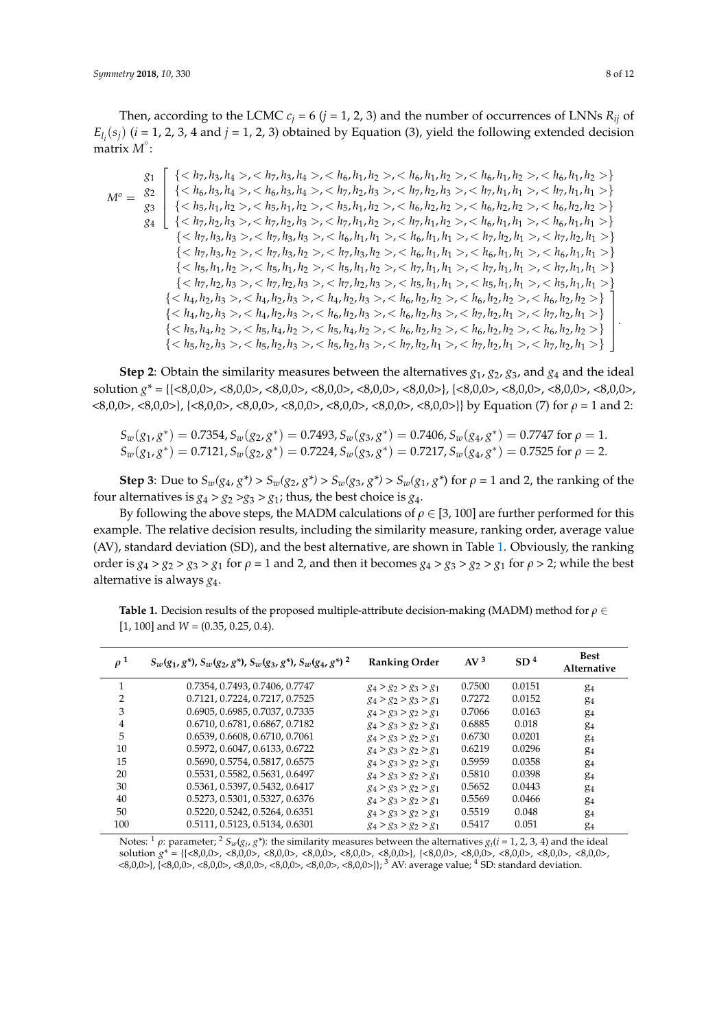Then, according to the LCMC $c_j = 6$ ($j = 1, 2, 3$) and the number of occurrences of LNNs $R_{ij}$ of $E_{l_i}(s_j)$ ($i = 1, 2, 3, 4$ and $j = 1, 2, 3$) obtained by Equation (3), yield the following extended decision matrix $M^{\circ}$:

$$M^o = \begin{array}{c} g_1 \\ g_2 \\ g_3 \\ g_4 \end{array} \left[ \begin{array}{l} \{<h_7,h_3,h_4>,<h_7,h_3,h_4>,<h_6,h_1,h_2>,<h_6,h_1,h_2>,<h_6,h_1,h_2>,<h_6,h_1,h_2>\} \\ \{<h_6,h_3,h_4>,<h_6,h_3,h_4>,<h_7,h_2,h_3>,<h_7,h_2,h_3>,<h_7,h_1,h_1>,<h_7,h_1,h_1>\} \\ \{<h_5,h_1,h_2>,<h_5,h_1,h_2>,<h_5,h_1,h_2>,<h_6,h_2,h_2>,<h_6,h_2,h_2>,<h_6,h_2,h_2>\} \\ \{<h_7,h_2,h_3>,<h_7,h_2,h_3>,<h_7,h_1,h_2>,<h_7,h_1,h_2>,<h_6,h_1,h_1>,<h_6,h_1,h_1>\} \end{array} \right.$$

$$\begin{array}{l} \{<h_7,h_3,h_3>,<h_7,h_3,h_3>,<h_6,h_1,h_1>,<h_6,h_1,h_1>,<h_7,h_2,h_1>,<h_7,h_2,h_1>\} \\ \{<h_7,h_3,h_2>,<h_7,h_3,h_2>,<h_7,h_3,h_2>,<h_6,h_1,h_1>,<h_6,h_1,h_1>,<h_6,h_1,h_1>\} \\ \{<h_5,h_1,h_2>,<h_5,h_1,h_2>,<h_5,h_1,h_2>,<h_7,h_1,h_1>,<h_7,h_1,h_1>,<h_7,h_1,h_1>\} \\ \{<h_7,h_2,h_3>,<h_7,h_2,h_3>,<h_7,h_2,h_3>,<h_5,h_1,h_1>,<h_5,h_1,h_1>,<h_5,h_1,h_1>\} \end{array}$$

$$\left. \begin{array}{l} \{<h_4,h_2,h_3>,<h_4,h_2,h_3>,<h_4,h_2,h_3>,<h_6,h_2,h_2>,<h_6,h_2,h_2>,<h_6,h_2,h_2>\} \\ \{<h_4,h_2,h_3>,<h_4,h_2,h_3>,<h_6,h_2,h_3>,<h_6,h_2,h_3>,<h_7,h_2,h_1>,<h_7,h_2,h_1>\} \\ \{<h_5,h_4,h_2>,<h_5,h_4,h_2>,<h_5,h_4,h_2>,<h_6,h_2,h_2>,<h_6,h_2,h_2>,<h_6,h_2,h_2>\} \\ \{<h_5,h_2,h_3>,<h_5,h_2,h_3>,<h_5,h_2,h_3>,<h_7,h_2,h_1>,<h_7,h_2,h_1>,<h_7,h_2,h_1>\} \end{array} \right].$$

**Step 2**: Obtain the similarity measures between the alternatives $g_1$, $g_2$, $g_3$, and $g_4$ and the ideal solution $g^*$ = {{<8,0,0>, <8,0,0>, <8,0,0>, <8,0,0>, <8,0,0>, <8,0,0>}, {<8,0,0>, <8,0,0>, <8,0,0>, <8,0,0>, <8,0,0>, <8,0,0>}, {<8,0,0>, <8,0,0>, <8,0,0>, <8,0,0>, <8,0,0>, <8,0,0>}} by Equation (7) for $\rho = 1$ and 2:

$S_w(g_1, g^*) = 0.7354, S_w(g_2, g^*) = 0.7493, S_w(g_3, g^*) = 0.7406, S_w(g_4, g^*) = 0.7747$ for $\rho = 1$.
$S_w(g_1, g^*) = 0.7121, S_w(g_2, g^*) = 0.7224, S_w(g_3, g^*) = 0.7217, S_w(g_4, g^*) = 0.7525$ for $\rho = 2$.

**Step 3**: Due to $S_w(g_4, g^*) > S_w(g_2, g^*) > S_w(g_3, g^*) > S_w(g_1, g^*)$ for $\rho = 1$ and 2, the ranking of the four alternatives is $g_4 > g_2 > g_3 > g_1$; thus, the best choice is $g_4$.

By following the above steps, the MADM calculations of $\rho \in [3, 100]$ are further performed for this example. The relative decision results, including the similarity measure, ranking order, average value (AV), standard deviation (SD), and the best alternative, are shown in Table 1. Obviously, the ranking order is $g_4 > g_2 > g_3 > g_1$ for $\rho = 1$ and 2, and then it becomes $g_4 > g_3 > g_2 > g_1$ for $\rho > 2$; while the best alternative is always $g_4$.

**Table 1.** Decision results of the proposed multiple-attribute decision-making (MADM) method for $\rho \in [1, 100]$ and $W = (0.35, 0.25, 0.4)$.

| $\rho$ [1] | $S_w(g_1, g^*)$, $S_w(g_2, g^*)$, $S_w(g_3, g^*)$, $S_w(g_4, g^*)$ [2] | Ranking Order | AV [3] | SD [4] | Best Alternative |
|---|---|---|---|---|---|
| 1 | 0.7354, 0.7493, 0.7406, 0.7747 | $g_4 > g_2 > g_3 > g_1$ | 0.7500 | 0.0151 | $g_4$ |
| 2 | 0.7121, 0.7224, 0.7217, 0.7525 | $g_4 > g_2 > g_3 > g_1$ | 0.7272 | 0.0152 | $g_4$ |
| 3 | 0.6905, 0.6985, 0.7037, 0.7335 | $g_4 > g_3 > g_2 > g_1$ | 0.7066 | 0.0163 | $g_4$ |
| 4 | 0.6710, 0.6781, 0.6867, 0.7182 | $g_4 > g_3 > g_2 > g_1$ | 0.6885 | 0.018 | $g_4$ |
| 5 | 0.6539, 0.6608, 0.6710, 0.7061 | $g_4 > g_3 > g_2 > g_1$ | 0.6730 | 0.0201 | $g_4$ |
| 10 | 0.5972, 0.6047, 0.6133, 0.6722 | $g_4 > g_3 > g_2 > g_1$ | 0.6219 | 0.0296 | $g_4$ |
| 15 | 0.5690, 0.5754, 0.5817, 0.6575 | $g_4 > g_3 > g_2 > g_1$ | 0.5959 | 0.0358 | $g_4$ |
| 20 | 0.5531, 0.5582, 0.5631, 0.6497 | $g_4 > g_3 > g_2 > g_1$ | 0.5810 | 0.0398 | $g_4$ |
| 30 | 0.5361, 0.5397, 0.5432, 0.6417 | $g_4 > g_3 > g_2 > g_1$ | 0.5652 | 0.0443 | $g_4$ |
| 40 | 0.5273, 0.5301, 0.5327, 0.6376 | $g_4 > g_3 > g_2 > g_1$ | 0.5569 | 0.0466 | $g_4$ |
| 50 | 0.5220, 0.5242, 0.5264, 0.6351 | $g_4 > g_3 > g_2 > g_1$ | 0.5519 | 0.048 | $g_4$ |
| 100 | 0.5111, 0.5123, 0.5134, 0.6301 | $g_4 > g_3 > g_2 > g_1$ | 0.5417 | 0.051 | $g_4$ |

Notes: [1] $\rho$: parameter; [2] $S_w(g_i, g^*)$: the similarity measures between the alternatives $g_i$ ($i = 1, 2, 3, 4$) and the ideal solution $g^*$ = {{<8,0,0>, <8,0,0>, <8,0,0>, <8,0,0>, <8,0,0>, <8,0,0>}, {<8,0,0>, <8,0,0>, <8,0,0>, <8,0,0>, <8,0,0>, <8,0,0>}, {<8,0,0>, <8,0,0>, <8,0,0>, <8,0,0>, <8,0,0>, <8,0,0>}}; [3] AV: average value; [4] SD: standard deviation.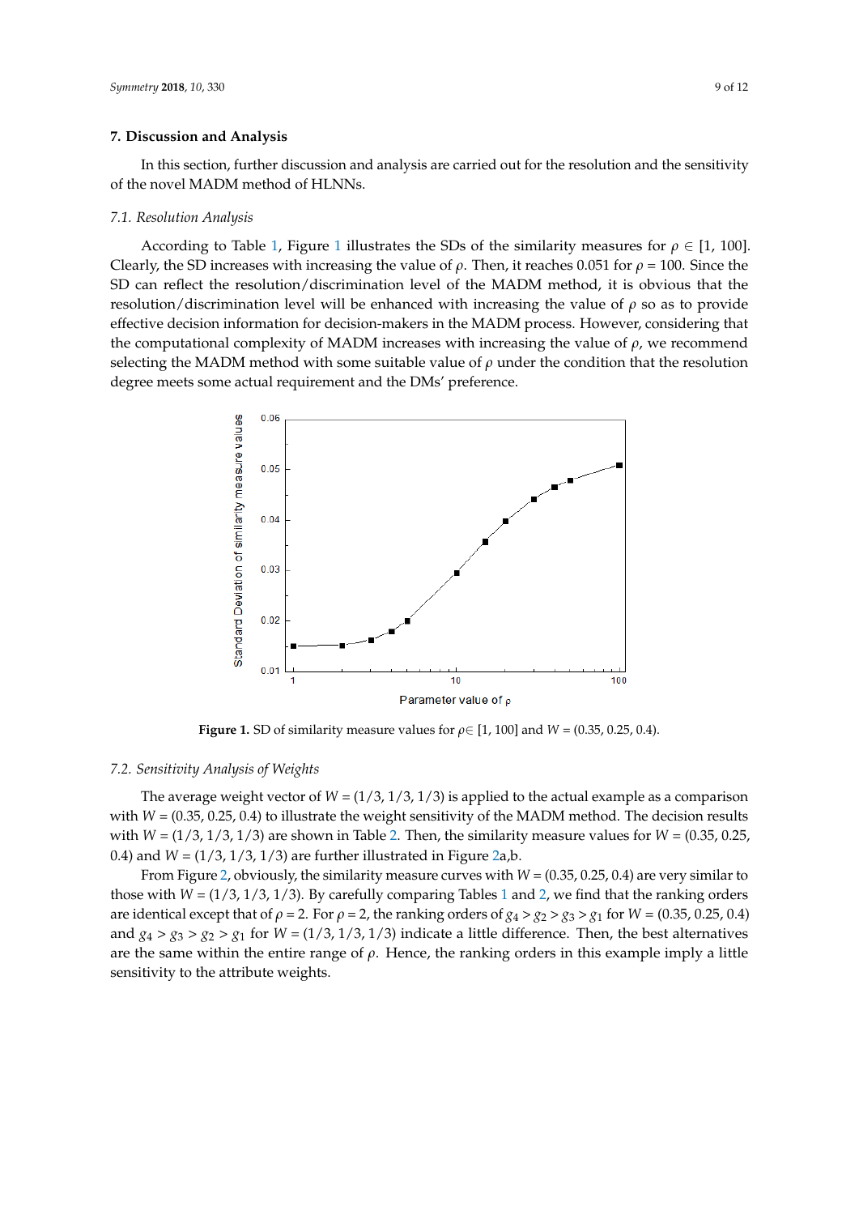## 7. Discussion and Analysis

In this section, further discussion and analysis are carried out for the resolution and the sensitivity of the novel MADM method of HLNNs.

### 7.1. Resolution Analysis

According to Table 1, Figure 1 illustrates the SDs of the similarity measures for $\rho \in [1, 100]$. Clearly, the SD increases with increasing the value of $\rho$. Then, it reaches 0.051 for $\rho = 100$. Since the SD can reflect the resolution/discrimination level of the MADM method, it is obvious that the resolution/discrimination level will be enhanced with increasing the value of $\rho$ so as to provide effective decision information for decision-makers in the MADM process. However, considering that the computational complexity of MADM increases with increasing the value of $\rho$, we recommend selecting the MADM method with some suitable value of $\rho$ under the condition that the resolution degree meets some actual requirement and the DMs' preference.

**Figure 1.** SD of similarity measure values for $\rho \in [1, 100]$ and $W = (0.35, 0.25, 0.4)$.

### 7.2. Sensitivity Analysis of Weights

The average weight vector of $W = (1/3, 1/3, 1/3)$ is applied to the actual example as a comparison with $W = (0.35, 0.25, 0.4)$ to illustrate the weight sensitivity of the MADM method. The decision results with $W = (1/3, 1/3, 1/3)$ are shown in Table 2. Then, the similarity measure values for $W = (0.35, 0.25, 0.4)$ and $W = (1/3, 1/3, 1/3)$ are further illustrated in Figure 2a,b.

From Figure 2, obviously, the similarity measure curves with $W = (0.35, 0.25, 0.4)$ are very similar to those with $W = (1/3, 1/3, 1/3)$. By carefully comparing Tables 1 and 2, we find that the ranking orders are identical except that of $\rho = 2$. For $\rho = 2$, the ranking orders of $g_4 > g_2 > g_3 > g_1$ for $W = (0.35, 0.25, 0.4)$ and $g_4 > g_3 > g_2 > g_1$ for $W = (1/3, 1/3, 1/3)$ indicate a little difference. Then, the best alternatives are the same within the entire range of $\rho$. Hence, the ranking orders in this example imply a little sensitivity to the attribute weights.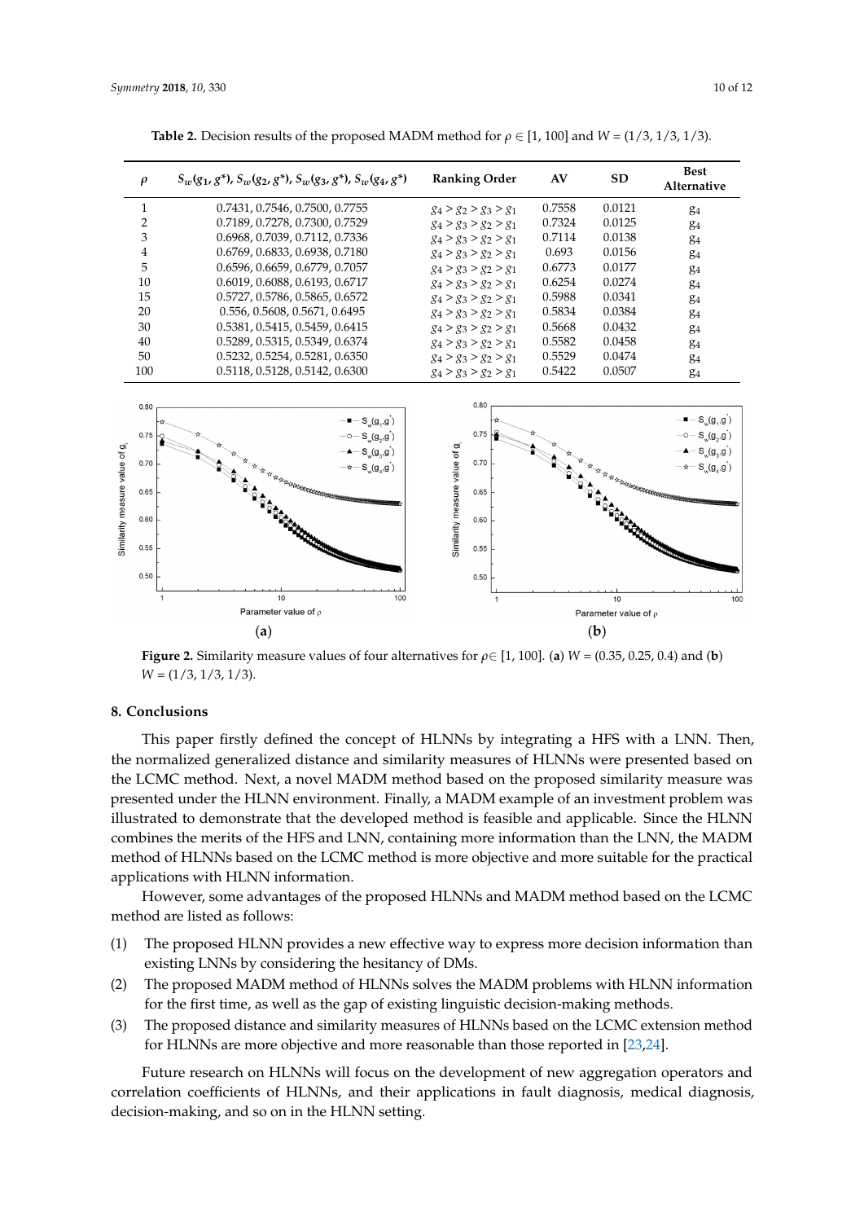**Table 2.** Decision results of the proposed MADM method for $\rho \in [1, 100]$ and $W = (1/3, 1/3, 1/3)$.

| $\rho$ | $S_w(g_1, g^*)$, $S_w(g_2, g^*)$, $S_w(g_3, g^*)$, $S_w(g_4, g^*)$ | Ranking Order | AV | SD | Best Alternative |
|---|---|---|---|---|---|
| 1 | 0.7431, 0.7546, 0.7500, 0.7755 | $g_4 > g_2 > g_3 > g_1$ | 0.7558 | 0.0121 | $g_4$ |
| 2 | 0.7189, 0.7278, 0.7300, 0.7529 | $g_4 > g_3 > g_2 > g_1$ | 0.7324 | 0.0125 | $g_4$ |
| 3 | 0.6968, 0.7039, 0.7112, 0.7336 | $g_4 > g_3 > g_2 > g_1$ | 0.7114 | 0.0138 | $g_4$ |
| 4 | 0.6769, 0.6833, 0.6938, 0.7180 | $g_4 > g_3 > g_2 > g_1$ | 0.693 | 0.0156 | $g_4$ |
| 5 | 0.6596, 0.6659, 0.6779, 0.7057 | $g_4 > g_3 > g_2 > g_1$ | 0.6773 | 0.0177 | $g_4$ |
| 10 | 0.6019, 0.6088, 0.6193, 0.6717 | $g_4 > g_3 > g_2 > g_1$ | 0.6254 | 0.0274 | $g_4$ |
| 15 | 0.5727, 0.5786, 0.5865, 0.6572 | $g_4 > g_3 > g_2 > g_1$ | 0.5988 | 0.0341 | $g_4$ |
| 20 | 0.556, 0.5608, 0.5671, 0.6495 | $g_4 > g_3 > g_2 > g_1$ | 0.5834 | 0.0384 | $g_4$ |
| 30 | 0.5381, 0.5415, 0.5459, 0.6415 | $g_4 > g_3 > g_2 > g_1$ | 0.5668 | 0.0432 | $g_4$ |
| 40 | 0.5289, 0.5315, 0.5349, 0.6374 | $g_4 > g_3 > g_2 > g_1$ | 0.5582 | 0.0458 | $g_4$ |
| 50 | 0.5232, 0.5254, 0.5281, 0.6350 | $g_4 > g_3 > g_2 > g_1$ | 0.5529 | 0.0474 | $g_4$ |
| 100 | 0.5118, 0.5128, 0.5142, 0.6300 | $g_4 > g_3 > g_2 > g_1$ | 0.5422 | 0.0507 | $g_4$ |

**Figure 2.** Similarity measure values of four alternatives for $\rho \in [1, 100]$. (**a**) $W = (0.35, 0.25, 0.4)$ and (**b**) $W = (1/3, 1/3, 1/3)$.

## 8. Conclusions

This paper firstly defined the concept of HLNNs by integrating a HFS with a LNN. Then, the normalized generalized distance and similarity measures of HLNNs were presented based on the LCMC method. Next, a novel MADM method based on the proposed similarity measure was presented under the HLNN environment. Finally, a MADM example of an investment problem was illustrated to demonstrate that the developed method is feasible and applicable. Since the HLNN combines the merits of the HFS and LNN, containing more information than the LNN, the MADM method of HLNNs based on the LCMC method is more objective and more suitable for the practical applications with HLNN information.

However, some advantages of the proposed HLNNs and MADM method based on the LCMC method are listed as follows:

(1) The proposed HLNN provides a new effective way to express more decision information than existing LNNs by considering the hesitancy of DMs.
(2) The proposed MADM method of HLNNs solves the MADM problems with HLNN information for the first time, as well as the gap of existing linguistic decision-making methods.
(3) The proposed distance and similarity measures of HLNNs based on the LCMC extension method for HLNNs are more objective and more reasonable than those reported in [23,24].

Future research on HLNNs will focus on the development of new aggregation operators and correlation coefficients of HLNNs, and their applications in fault diagnosis, medical diagnosis, decision-making, and so on in the HLNN setting.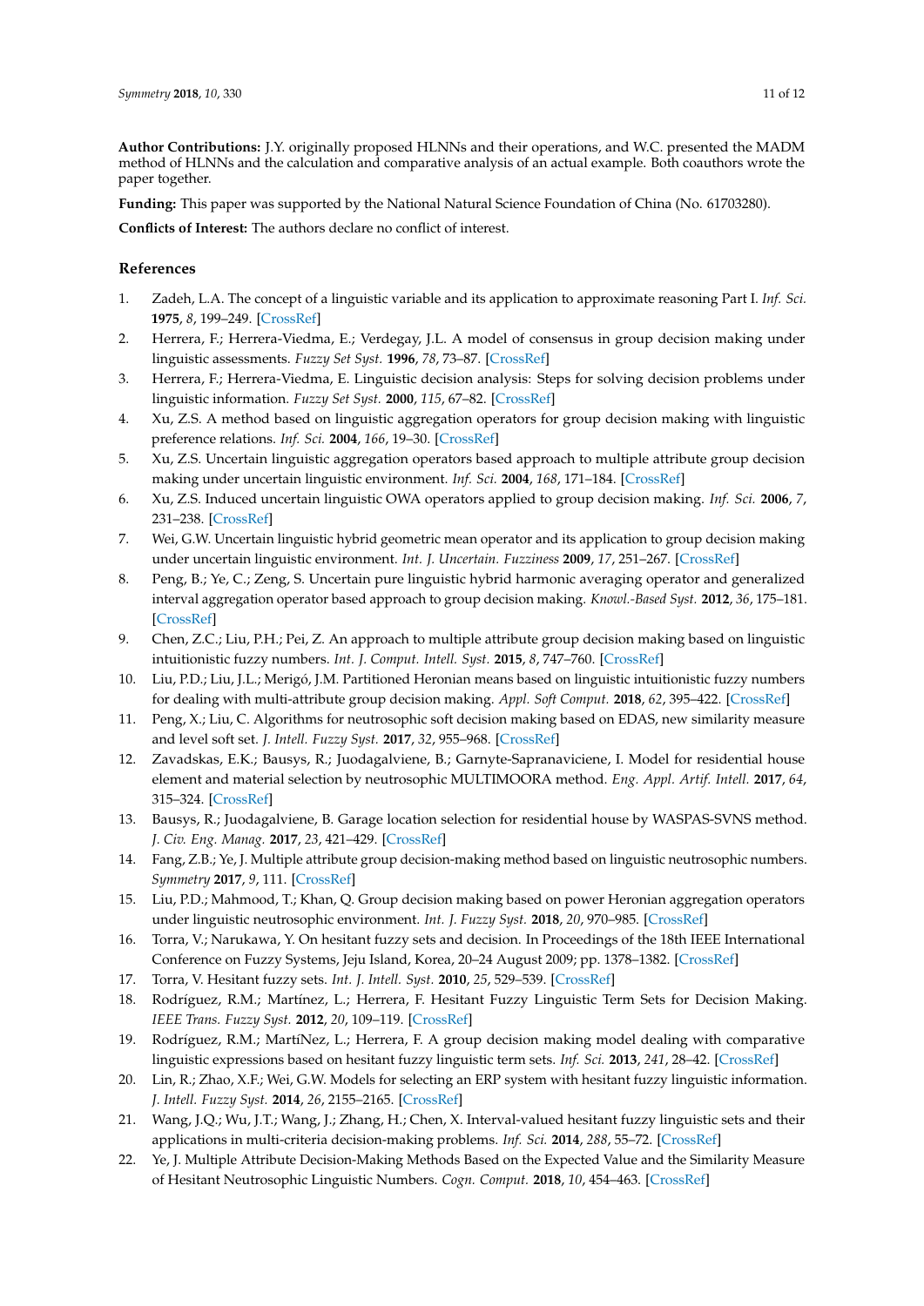**Author Contributions:** J.Y. originally proposed HLNNs and their operations, and W.C. presented the MADM method of HLNNs and the calculation and comparative analysis of an actual example. Both coauthors wrote the paper together.

**Funding:** This paper was supported by the National Natural Science Foundation of China (No. 61703280).

**Conflicts of Interest:** The authors declare no conflict of interest.

## References

1. Zadeh, L.A. The concept of a linguistic variable and its application to approximate reasoning Part I. *Inf. Sci.* **1975**, *8*, 199–249. [CrossRef]
2. Herrera, F.; Herrera-Viedma, E.; Verdegay, J.L. A model of consensus in group decision making under linguistic assessments. *Fuzzy Set Syst.* **1996**, *78*, 73–87. [CrossRef]
3. Herrera, F.; Herrera-Viedma, E. Linguistic decision analysis: Steps for solving decision problems under linguistic information. *Fuzzy Set Syst.* **2000**, *115*, 67–82. [CrossRef]
4. Xu, Z.S. A method based on linguistic aggregation operators for group decision making with linguistic preference relations. *Inf. Sci.* **2004**, *166*, 19–30. [CrossRef]
5. Xu, Z.S. Uncertain linguistic aggregation operators based approach to multiple attribute group decision making under uncertain linguistic environment. *Inf. Sci.* **2004**, *168*, 171–184. [CrossRef]
6. Xu, Z.S. Induced uncertain linguistic OWA operators applied to group decision making. *Inf. Sci.* **2006**, *7*, 231–238. [CrossRef]
7. Wei, G.W. Uncertain linguistic hybrid geometric mean operator and its application to group decision making under uncertain linguistic environment. *Int. J. Uncertain. Fuzziness* **2009**, *17*, 251–267. [CrossRef]
8. Peng, B.; Ye, C.; Zeng, S. Uncertain pure linguistic hybrid harmonic averaging operator and generalized interval aggregation operator based approach to group decision making. *Knowl.-Based Syst.* **2012**, *36*, 175–181. [CrossRef]
9. Chen, Z.C.; Liu, P.H.; Pei, Z. An approach to multiple attribute group decision making based on linguistic intuitionistic fuzzy numbers. *Int. J. Comput. Intell. Syst.* **2015**, *8*, 747–760. [CrossRef]
10. Liu, P.D.; Liu, J.L.; Merigó, J.M. Partitioned Heronian means based on linguistic intuitionistic fuzzy numbers for dealing with multi-attribute group decision making. *Appl. Soft Comput.* **2018**, *62*, 395–422. [CrossRef]
11. Peng, X.; Liu, C. Algorithms for neutrosophic soft decision making based on EDAS, new similarity measure and level soft set. *J. Intell. Fuzzy Syst.* **2017**, *32*, 955–968. [CrossRef]
12. Zavadskas, E.K.; Bausys, R.; Juodagalviene, B.; Garnyte-Sapranaviciene, I. Model for residential house element and material selection by neutrosophic MULTIMOORA method. *Eng. Appl. Artif. Intell.* **2017**, *64*, 315–324. [CrossRef]
13. Bausys, R.; Juodagalviene, B. Garage location selection for residential house by WASPAS-SVNS method. *J. Civ. Eng. Manag.* **2017**, *23*, 421–429. [CrossRef]
14. Fang, Z.B.; Ye, J. Multiple attribute group decision-making method based on linguistic neutrosophic numbers. *Symmetry* **2017**, *9*, 111. [CrossRef]
15. Liu, P.D.; Mahmood, T.; Khan, Q. Group decision making based on power Heronian aggregation operators under linguistic neutrosophic environment. *Int. J. Fuzzy Syst.* **2018**, *20*, 970–985. [CrossRef]
16. Torra, V.; Narukawa, Y. On hesitant fuzzy sets and decision. In Proceedings of the 18th IEEE International Conference on Fuzzy Systems, Jeju Island, Korea, 20–24 August 2009; pp. 1378–1382. [CrossRef]
17. Torra, V. Hesitant fuzzy sets. *Int. J. Intell. Syst.* **2010**, *25*, 529–539. [CrossRef]
18. Rodríguez, R.M.; Martínez, L.; Herrera, F. Hesitant Fuzzy Linguistic Term Sets for Decision Making. *IEEE Trans. Fuzzy Syst.* **2012**, *20*, 109–119. [CrossRef]
19. Rodríguez, R.M.; MartíNez, L.; Herrera, F. A group decision making model dealing with comparative linguistic expressions based on hesitant fuzzy linguistic term sets. *Inf. Sci.* **2013**, *241*, 28–42. [CrossRef]
20. Lin, R.; Zhao, X.F.; Wei, G.W. Models for selecting an ERP system with hesitant fuzzy linguistic information. *J. Intell. Fuzzy Syst.* **2014**, *26*, 2155–2165. [CrossRef]
21. Wang, J.Q.; Wu, J.T.; Wang, J.; Zhang, H.; Chen, X. Interval-valued hesitant fuzzy linguistic sets and their applications in multi-criteria decision-making problems. *Inf. Sci.* **2014**, *288*, 55–72. [CrossRef]
22. Ye, J. Multiple Attribute Decision-Making Methods Based on the Expected Value and the Similarity Measure of Hesitant Neutrosophic Linguistic Numbers. *Cogn. Comput.* **2018**, *10*, 454–463. [CrossRef]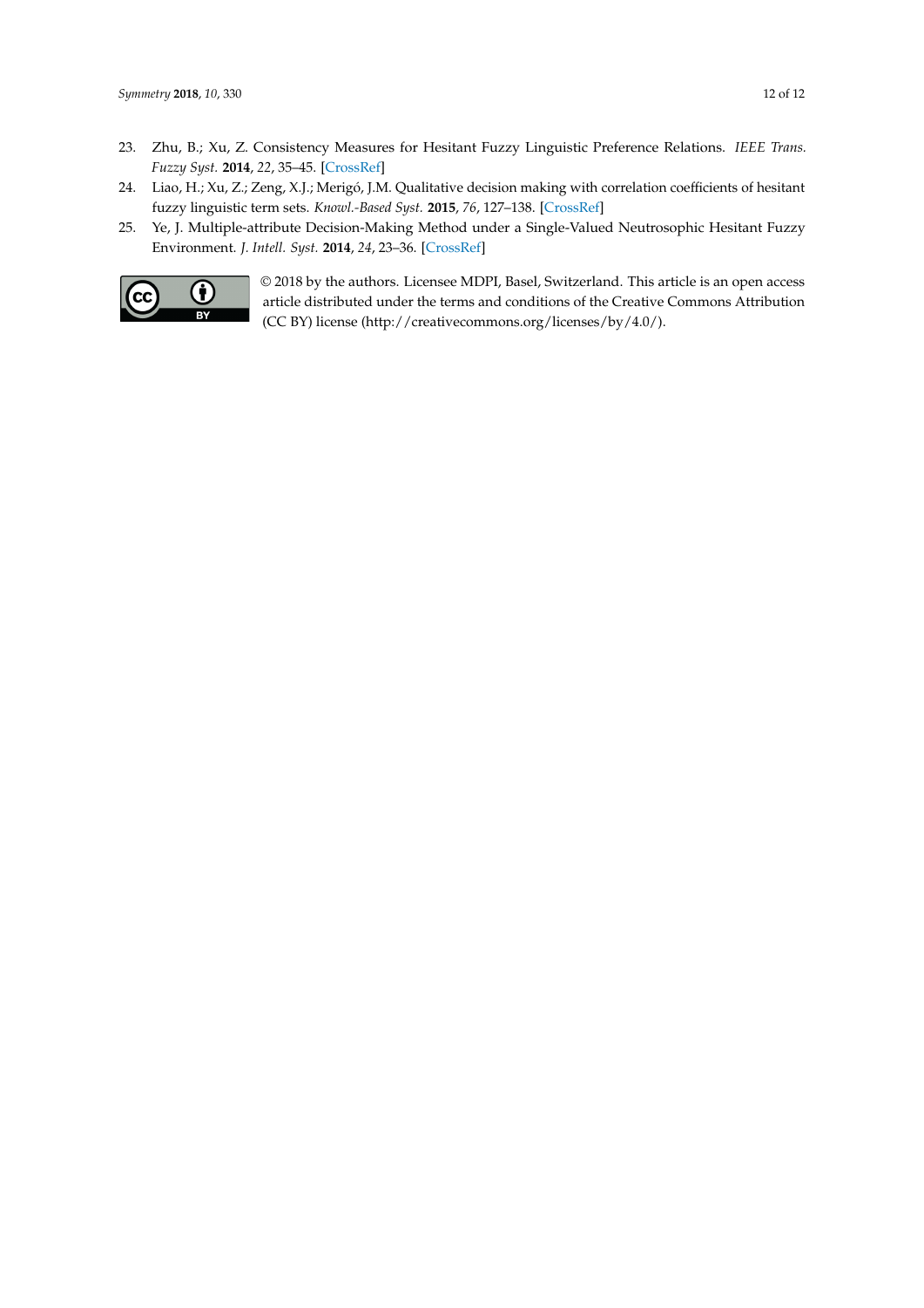23. Zhu, B.; Xu, Z. Consistency Measures for Hesitant Fuzzy Linguistic Preference Relations. *IEEE Trans. Fuzzy Syst.* **2014**, *22*, 35–45. [CrossRef]
24. Liao, H.; Xu, Z.; Zeng, X.J.; Merigó, J.M. Qualitative decision making with correlation coefficients of hesitant fuzzy linguistic term sets. *Knowl.-Based Syst.* **2015**, *76*, 127–138. [CrossRef]
25. Ye, J. Multiple-attribute Decision-Making Method under a Single-Valued Neutrosophic Hesitant Fuzzy Environment. *J. Intell. Syst.* **2014**, *24*, 23–36. [CrossRef]

© 2018 by the authors. Licensee MDPI, Basel, Switzerland. This article is an open access article distributed under the terms and conditions of the Creative Commons Attribution (CC BY) license (http://creativecommons.org/licenses/by/4.0/).